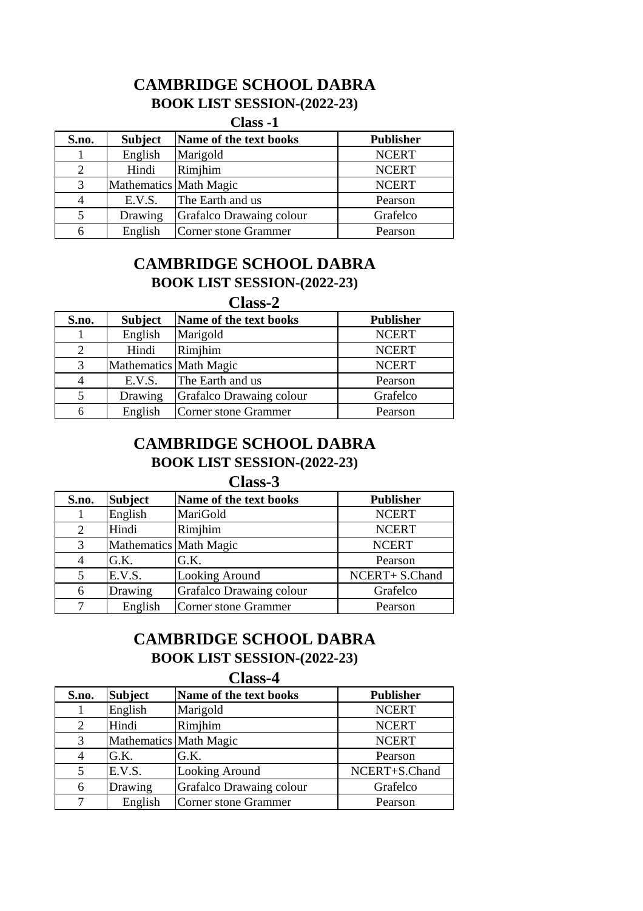# CAMBRIDGE SCHOOL DABRA

## BOOK LIST SESSION-(2022-23)

### Class -1

| S.no. | Subject | Name of the text books | Publisher |
|---|---|---|---|
| 1 | English | Marigold | NCERT |
| 2 | Hindi | Rimjhim | NCERT |
| 3 | Mathematics | Math Magic | NCERT |
| 4 | E.V.S. | The Earth and us | Pearson |
| 5 | Drawing | Grafalco Drawaing colour | Grafelco |
| 6 | English | Corner stone Grammer | Pearson |

# CAMBRIDGE SCHOOL DABRA

## BOOK LIST SESSION-(2022-23)

### Class-2

| S.no. | Subject | Name of the text books | Publisher |
|---|---|---|---|
| 1 | English | Marigold | NCERT |
| 2 | Hindi | Rimjhim | NCERT |
| 3 | Mathematics | Math Magic | NCERT |
| 4 | E.V.S. | The Earth and us | Pearson |
| 5 | Drawing | Grafalco Drawaing colour | Grafelco |
| 6 | English | Corner stone Grammer | Pearson |

# CAMBRIDGE SCHOOL DABRA

## BOOK LIST SESSION-(2022-23)

### Class-3

| S.no. | Subject | Name of the text books | Publisher |
|---|---|---|---|
| 1 | English | MariGold | NCERT |
| 2 | Hindi | Rimjhim | NCERT |
| 3 | Mathematics | Math Magic | NCERT |
| 4 | G.K. | G.K. | Pearson |
| 5 | E.V.S. | Looking Around | NCERT+ S.Chand |
| 6 | Drawing | Grafalco Drawaing colour | Grafelco |
| 7 | English | Corner stone Grammer | Pearson |

# CAMBRIDGE SCHOOL DABRA

## BOOK LIST SESSION-(2022-23)

### Class-4

| S.no. | Subject | Name of the text books | Publisher |
|---|---|---|---|
| 1 | English | Marigold | NCERT |
| 2 | Hindi | Rimjhim | NCERT |
| 3 | Mathematics | Math Magic | NCERT |
| 4 | G.K. | G.K. | Pearson |
| 5 | E.V.S. | Looking Around | NCERT+S.Chand |
| 6 | Drawing | Grafalco Drawaing colour | Grafelco |
| 7 | English | Corner stone Grammer | Pearson |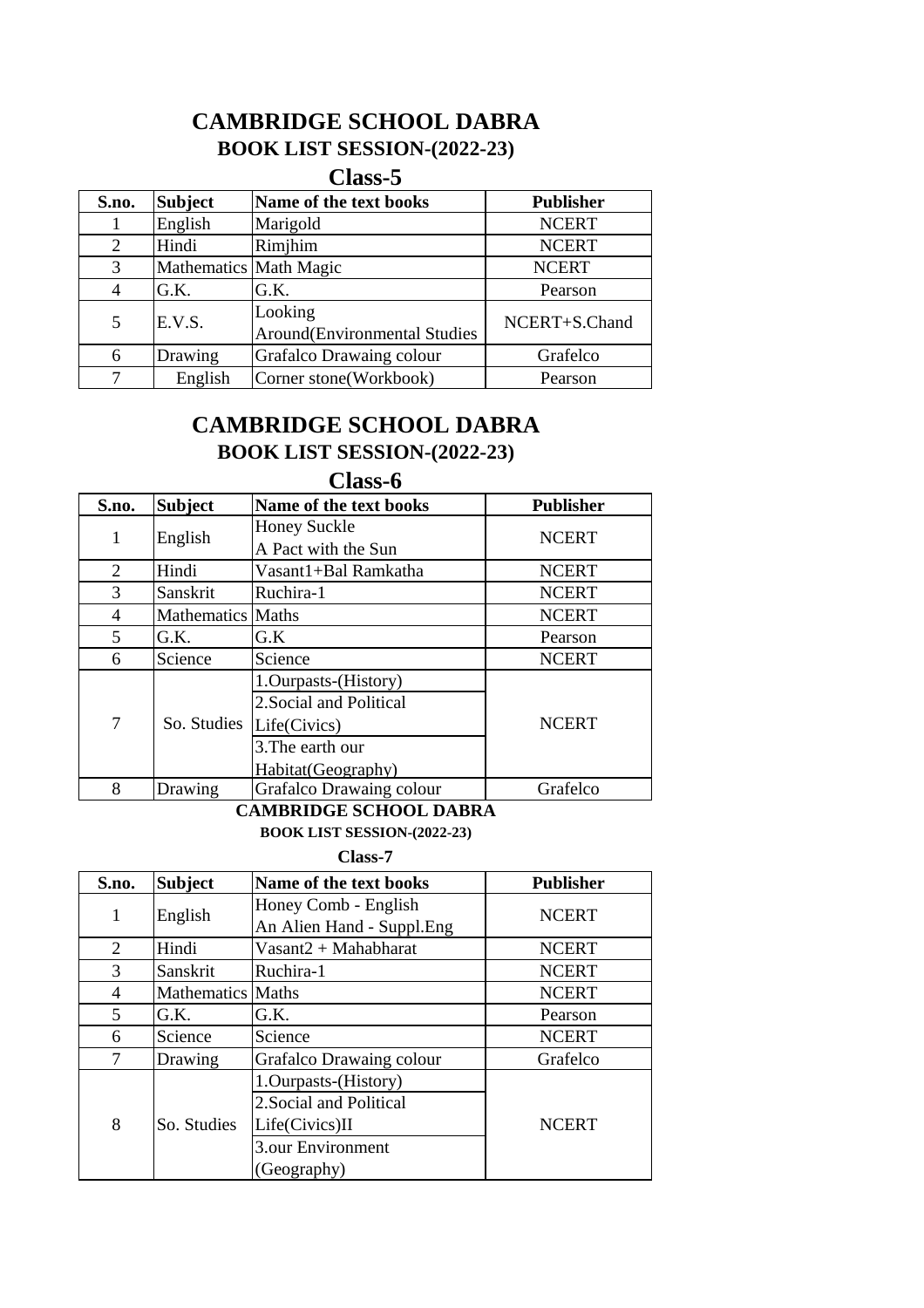# CAMBRIDGE SCHOOL DABRA
## BOOK LIST SESSION-(2022-23)
### Class-5

| S.no. | Subject | Name of the text books | Publisher |
|---|---|---|---|
| 1 | English | Marigold | NCERT |
| 2 | Hindi | Rimjhim | NCERT |
| 3 | Mathematics | Math Magic | NCERT |
| 4 | G.K. | G.K. | Pearson |
| 5 | E.V.S. | Looking Around(Environmental Studies | NCERT+S.Chand |
| 6 | Drawing | Grafalco Drawaing colour | Grafelco |
| 7 | English | Corner stone(Workbook) | Pearson |

# CAMBRIDGE SCHOOL DABRA
## BOOK LIST SESSION-(2022-23)
### Class-6

| S.no. | Subject | Name of the text books | Publisher |
|---|---|---|---|
| 1 | English | Honey Suckle<br>A Pact with the Sun | NCERT |
| 2 | Hindi | Vasant1+Bal Ramkatha | NCERT |
| 3 | Sanskrit | Ruchira-1 | NCERT |
| 4 | Mathematics | Maths | NCERT |
| 5 | G.K. | G.K | Pearson |
| 6 | Science | Science | NCERT |
| 7 | So. Studies | 1.Ourpasts-(History)<br>2.Social and Political Life(Civics)<br>3.The earth our Habitat(Geography) | NCERT |
| 8 | Drawing | Grafalco Drawaing colour | Grafelco |

# CAMBRIDGE SCHOOL DABRA
## BOOK LIST SESSION-(2022-23)
### Class-7

| S.no. | Subject | Name of the text books | Publisher |
|---|---|---|---|
| 1 | English | Honey Comb - English<br>An Alien Hand - Suppl.Eng | NCERT |
| 2 | Hindi | Vasant2 + Mahabharat | NCERT |
| 3 | Sanskrit | Ruchira-1 | NCERT |
| 4 | Mathematics | Maths | NCERT |
| 5 | G.K. | G.K. | Pearson |
| 6 | Science | Science | NCERT |
| 7 | Drawing | Grafalco Drawaing colour | Grafelco |
| 8 | So. Studies | 1.Ourpasts-(History)<br>2.Social and Political Life(Civics)II<br>3.our Environment (Geography) | NCERT |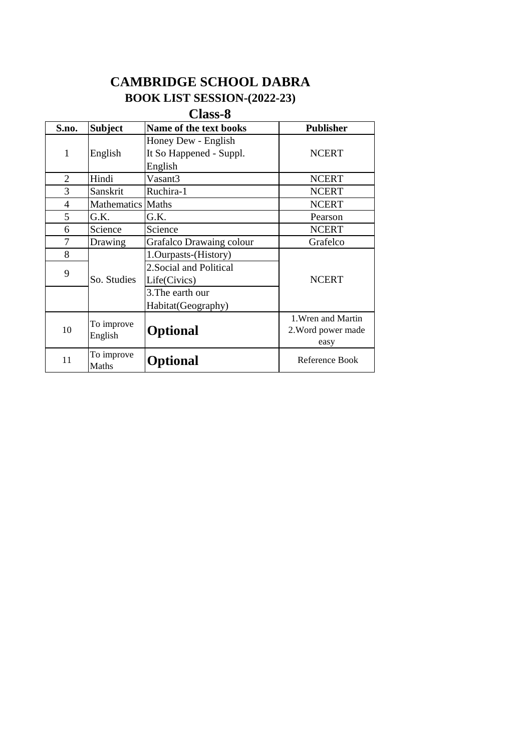# CAMBRIDGE SCHOOL DABRA

## BOOK LIST SESSION-(2022-23)

## Class-8

| S.no. | Subject | Name of the text books | Publisher |
|---|---|---|---|
| 1 | English | Honey Dew - English<br>It So Happened - Suppl. English | NCERT |
| 2 | Hindi | Vasant3 | NCERT |
| 3 | Sanskrit | Ruchira-1 | NCERT |
| 4 | Mathematics | Maths | NCERT |
| 5 | G.K. | G.K. | Pearson |
| 6 | Science | Science | NCERT |
| 7 | Drawing | Grafalco Drawaing colour | Grafelco |
| 8 | So. Studies | 1.Ourpasts-(History) | NCERT |
| 9 | | 2.Social and Political Life(Civics) | |
| | | 3.The earth our Habitat(Geography) | |
| 10 | To improve English | **Optional** | 1.Wren and Martin<br>2.Word power made easy |
| 11 | To improve Maths | **Optional** | Reference Book |